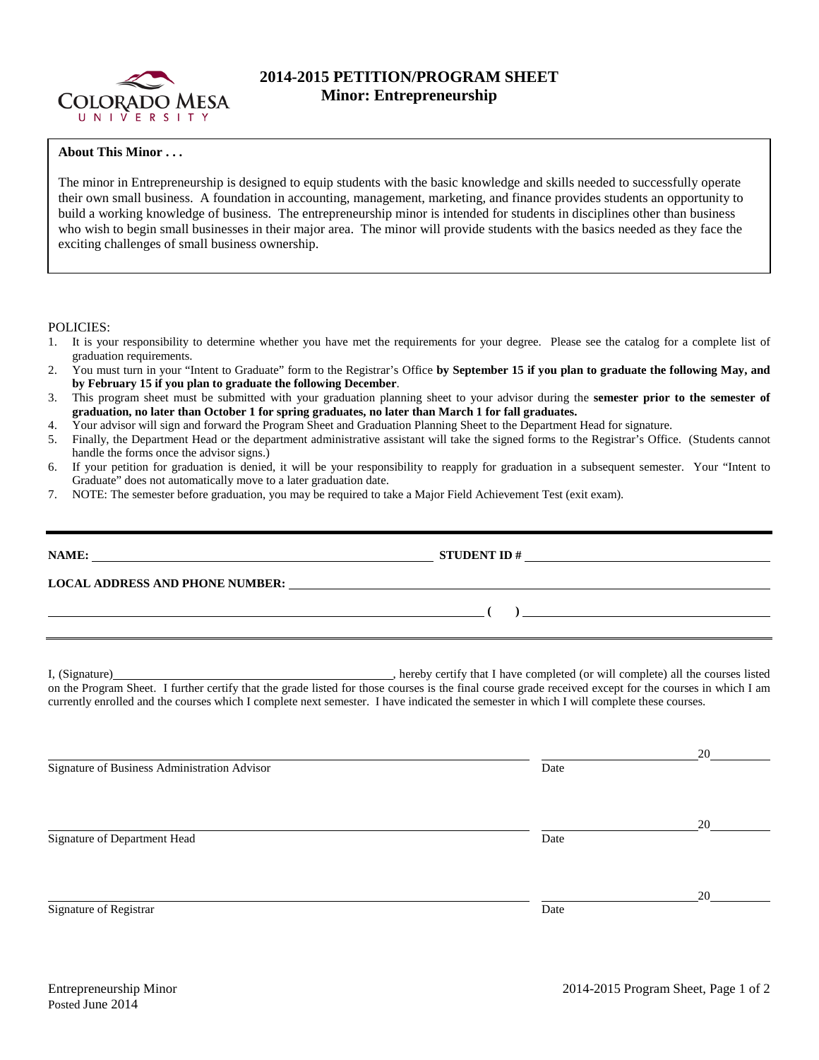# 2014-2015 PETITION/PROGRAM SHEET
## Minor: Entrepreneurship

**About This Minor . . .**

The minor in Entrepreneurship is designed to equip students with the basic knowledge and skills needed to successfully operate their own small business. A foundation in accounting, management, marketing, and finance provides students an opportunity to build a working knowledge of business. The entrepreneurship minor is intended for students in disciplines other than business who wish to begin small businesses in their major area. The minor will provide students with the basics needed as they face the exciting challenges of small business ownership.

POLICIES:

1. It is your responsibility to determine whether you have met the requirements for your degree. Please see the catalog for a complete list of graduation requirements.
2. You must turn in your "Intent to Graduate" form to the Registrar's Office **by September 15 if you plan to graduate the following May, and by February 15 if you plan to graduate the following December**.
3. This program sheet must be submitted with your graduation planning sheet to your advisor during the **semester prior to the semester of graduation, no later than October 1 for spring graduates, no later than March 1 for fall graduates.**
4. Your advisor will sign and forward the Program Sheet and Graduation Planning Sheet to the Department Head for signature.
5. Finally, the Department Head or the department administrative assistant will take the signed forms to the Registrar's Office. (Students cannot handle the forms once the advisor signs.)
6. If your petition for graduation is denied, it will be your responsibility to reapply for graduation in a subsequent semester. Your "Intent to Graduate" does not automatically move to a later graduation date.
7. NOTE: The semester before graduation, you may be required to take a Major Field Achievement Test (exit exam).

**NAME:** ______________________ **STUDENT ID #** ______________________

**LOCAL ADDRESS AND PHONE NUMBER:** ______________________

______________________ **( )** ______________________

I, (Signature)______________________, hereby certify that I have completed (or will complete) all the courses listed on the Program Sheet. I further certify that the grade listed for those courses is the final course grade received except for the courses in which I am currently enrolled and the courses which I complete next semester. I have indicated the semester in which I will complete these courses.

______________________ ______________20______
Signature of Business Administration Advisor Date

______________________ ______________20______
Signature of Department Head Date

______________________ ______________20______
Signature of Registrar Date

Entrepreneurship Minor
Posted June 2014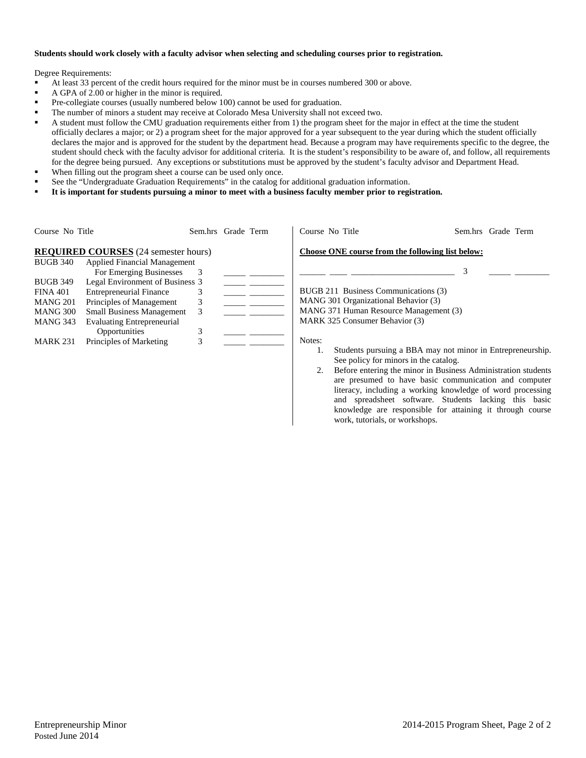**Students should work closely with a faculty advisor when selecting and scheduling courses prior to registration.**

Degree Requirements:

- At least 33 percent of the credit hours required for the minor must be in courses numbered 300 or above.
- A GPA of 2.00 or higher in the minor is required.
- Pre-collegiate courses (usually numbered below 100) cannot be used for graduation.
- The number of minors a student may receive at Colorado Mesa University shall not exceed two.
- A student must follow the CMU graduation requirements either from 1) the program sheet for the major in effect at the time the student officially declares a major; or 2) a program sheet for the major approved for a year subsequent to the year during which the student officially declares the major and is approved for the student by the department head. Because a program may have requirements specific to the degree, the student should check with the faculty advisor for additional criteria. It is the student's responsibility to be aware of, and follow, all requirements for the degree being pursued. Any exceptions or substitutions must be approved by the student's faculty advisor and Department Head.
- When filling out the program sheet a course can be used only once.
- See the "Undergraduate Graduation Requirements" in the catalog for additional graduation information.
- **It is important for students pursuing a minor to meet with a business faculty member prior to registration.**

**REQUIRED COURSES** (24 semester hours)

| Course No | Title | Sem.hrs | Grade | Term |
|---|---|---|---|---|
| BUGB 340 | Applied Financial Management For Emerging Businesses | 3 | _____ | ________ |
| BUGB 349 | Legal Environment of Business | 3 | _____ | ________ |
| FINA 401 | Entrepreneurial Finance | 3 | _____ | ________ |
| MANG 201 | Principles of Management | 3 | _____ | ________ |
| MANG 300 | Small Business Management | 3 | _____ | ________ |
| MANG 343 | Evaluating Entrepreneurial Opportunities | 3 | _____ | ________ |
| MARK 231 | Principles of Marketing | 3 | _____ | ________ |

**Choose ONE course from the following list below:**

| Course No | Title | Sem.hrs | Grade | Term |
|---|---|---|---|---|
| ______ ____ | ________________________ | 3 | _____ | ________ |

BUGB 211 Business Communications (3)
MANG 301 Organizational Behavior (3)
MANG 371 Human Resource Management (3)
MARK 325 Consumer Behavior (3)

Notes:

1. Students pursuing a BBA may not minor in Entrepreneurship. See policy for minors in the catalog.
2. Before entering the minor in Business Administration students are presumed to have basic communication and computer literacy, including a working knowledge of word processing and spreadsheet software. Students lacking this basic knowledge are responsible for attaining it through course work, tutorials, or workshops.